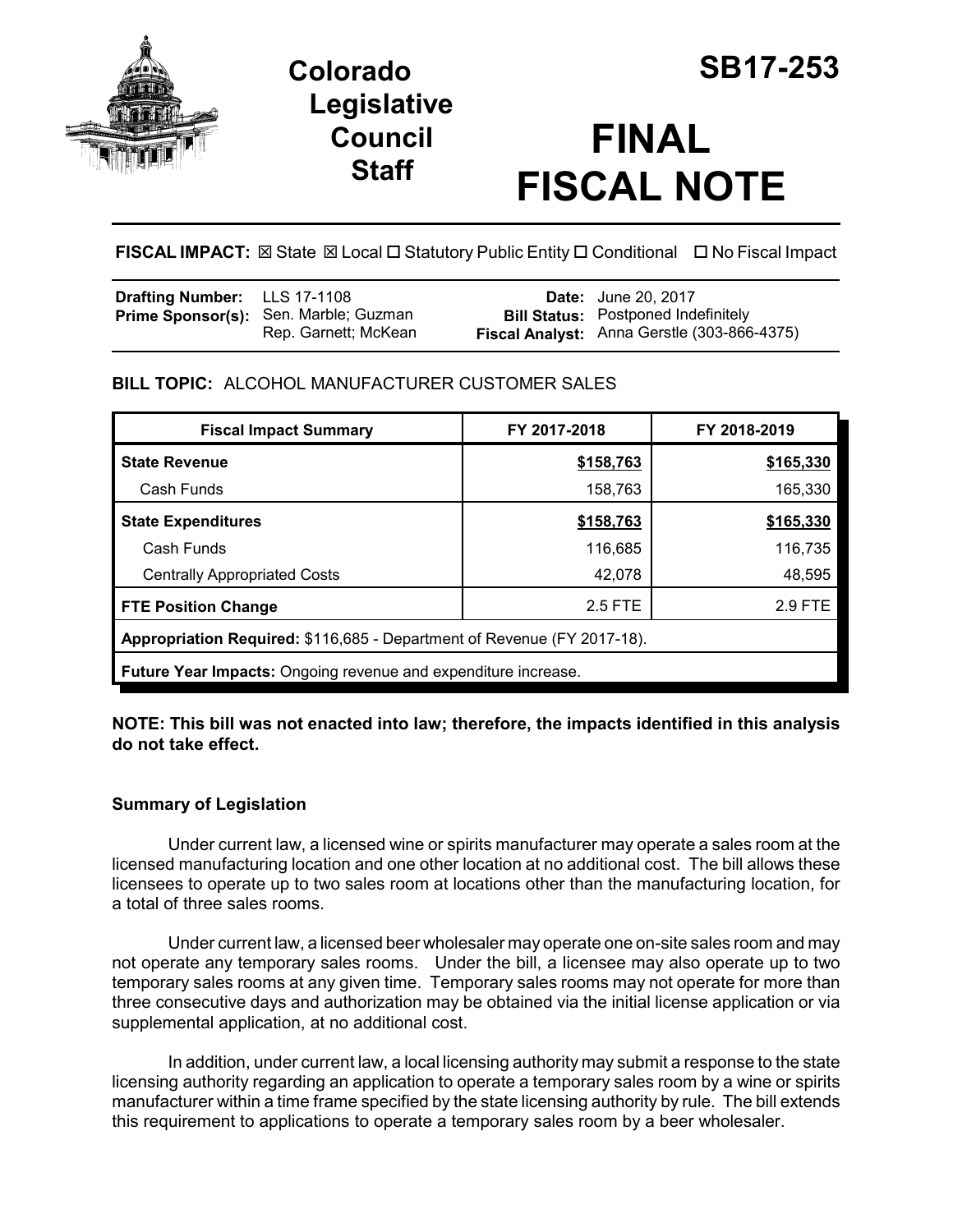# Colorado Legislative Council Staff

# SB17-253

# FINAL FISCAL NOTE

**FISCAL IMPACT:** ☒ State ☒ Local ☐ Statutory Public Entity ☐ Conditional ☐ No Fiscal Impact

| | | | |
|---|---|---|---|
| **Drafting Number:** | LLS 17-1108 | **Date:** | June 20, 2017 |
| **Prime Sponsor(s):** | Sen. Marble; Guzman<br>Rep. Garnett; McKean | **Bill Status:** | Postponed Indefinitely |
| | | **Fiscal Analyst:** | Anna Gerstle (303-866-4375) |

**BILL TOPIC:** ALCOHOL MANUFACTURER CUSTOMER SALES

| Fiscal Impact Summary | FY 2017-2018 | FY 2018-2019 |
|---|---|---|
| **State Revenue** | **$158,763** | **$165,330** |
| Cash Funds | 158,763 | 165,330 |
| **State Expenditures** | **$158,763** | **$165,330** |
| Cash Funds | 116,685 | 116,735 |
| Centrally Appropriated Costs | 42,078 | 48,595 |
| **FTE Position Change** | 2.5 FTE | 2.9 FTE |
| **Appropriation Required:** $116,685 - Department of Revenue (FY 2017-18). | | |
| **Future Year Impacts:** Ongoing revenue and expenditure increase. | | |

**NOTE: This bill was not enacted into law; therefore, the impacts identified in this analysis do not take effect.**

## Summary of Legislation

Under current law, a licensed wine or spirits manufacturer may operate a sales room at the licensed manufacturing location and one other location at no additional cost. The bill allows these licensees to operate up to two sales room at locations other than the manufacturing location, for a total of three sales rooms.

Under current law, a licensed beer wholesaler may operate one on-site sales room and may not operate any temporary sales rooms. Under the bill, a licensee may also operate up to two temporary sales rooms at any given time. Temporary sales rooms may not operate for more than three consecutive days and authorization may be obtained via the initial license application or via supplemental application, at no additional cost.

In addition, under current law, a local licensing authority may submit a response to the state licensing authority regarding an application to operate a temporary sales room by a wine or spirits manufacturer within a time frame specified by the state licensing authority by rule. The bill extends this requirement to applications to operate a temporary sales room by a beer wholesaler.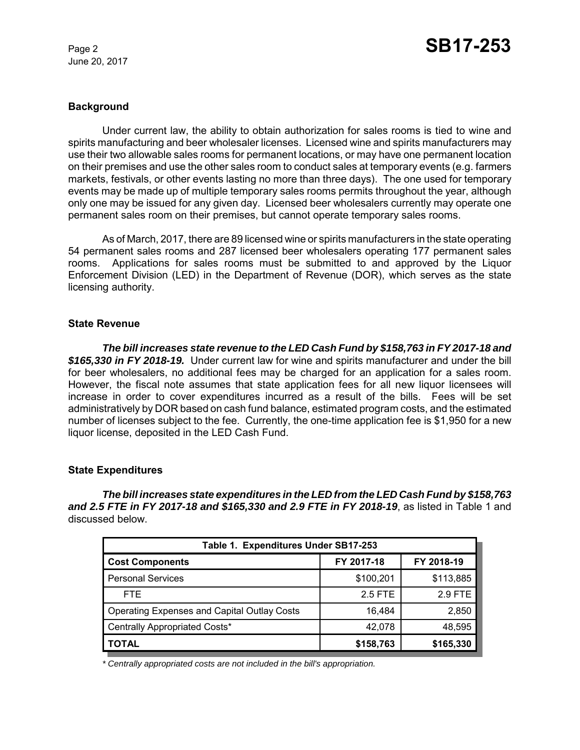## Background

Under current law, the ability to obtain authorization for sales rooms is tied to wine and spirits manufacturing and beer wholesaler licenses. Licensed wine and spirits manufacturers may use their two allowable sales rooms for permanent locations, or may have one permanent location on their premises and use the other sales room to conduct sales at temporary events (e.g. farmers markets, festivals, or other events lasting no more than three days). The one used for temporary events may be made up of multiple temporary sales rooms permits throughout the year, although only one may be issued for any given day. Licensed beer wholesalers currently may operate one permanent sales room on their premises, but cannot operate temporary sales rooms.

As of March, 2017, there are 89 licensed wine or spirits manufacturers in the state operating 54 permanent sales rooms and 287 licensed beer wholesalers operating 177 permanent sales rooms. Applications for sales rooms must be submitted to and approved by the Liquor Enforcement Division (LED) in the Department of Revenue (DOR), which serves as the state licensing authority.

## State Revenue

***The bill increases state revenue to the LED Cash Fund by $158,763 in FY 2017-18 and $165,330 in FY 2018-19.*** Under current law for wine and spirits manufacturer and under the bill for beer wholesalers, no additional fees may be charged for an application for a sales room. However, the fiscal note assumes that state application fees for all new liquor licensees will increase in order to cover expenditures incurred as a result of the bills. Fees will be set administratively by DOR based on cash fund balance, estimated program costs, and the estimated number of licenses subject to the fee. Currently, the one-time application fee is $1,950 for a new liquor license, deposited in the LED Cash Fund.

## State Expenditures

***The bill increases state expenditures in the LED from the LED Cash Fund by $158,763 and 2.5 FTE in FY 2017-18 and $165,330 and 2.9 FTE in FY 2018-19***, as listed in Table 1 and discussed below.

| Table 1. Expenditures Under SB17-253 | | |
|---|---|---|
| **Cost Components** | **FY 2017-18** | **FY 2018-19** |
| Personal Services | $100,201 | $113,885 |
| FTE | 2.5 FTE | 2.9 FTE |
| Operating Expenses and Capital Outlay Costs | 16,484 | 2,850 |
| Centrally Appropriated Costs* | 42,078 | 48,595 |
| **TOTAL** | **$158,763** | **$165,330** |

*\* Centrally appropriated costs are not included in the bill's appropriation.*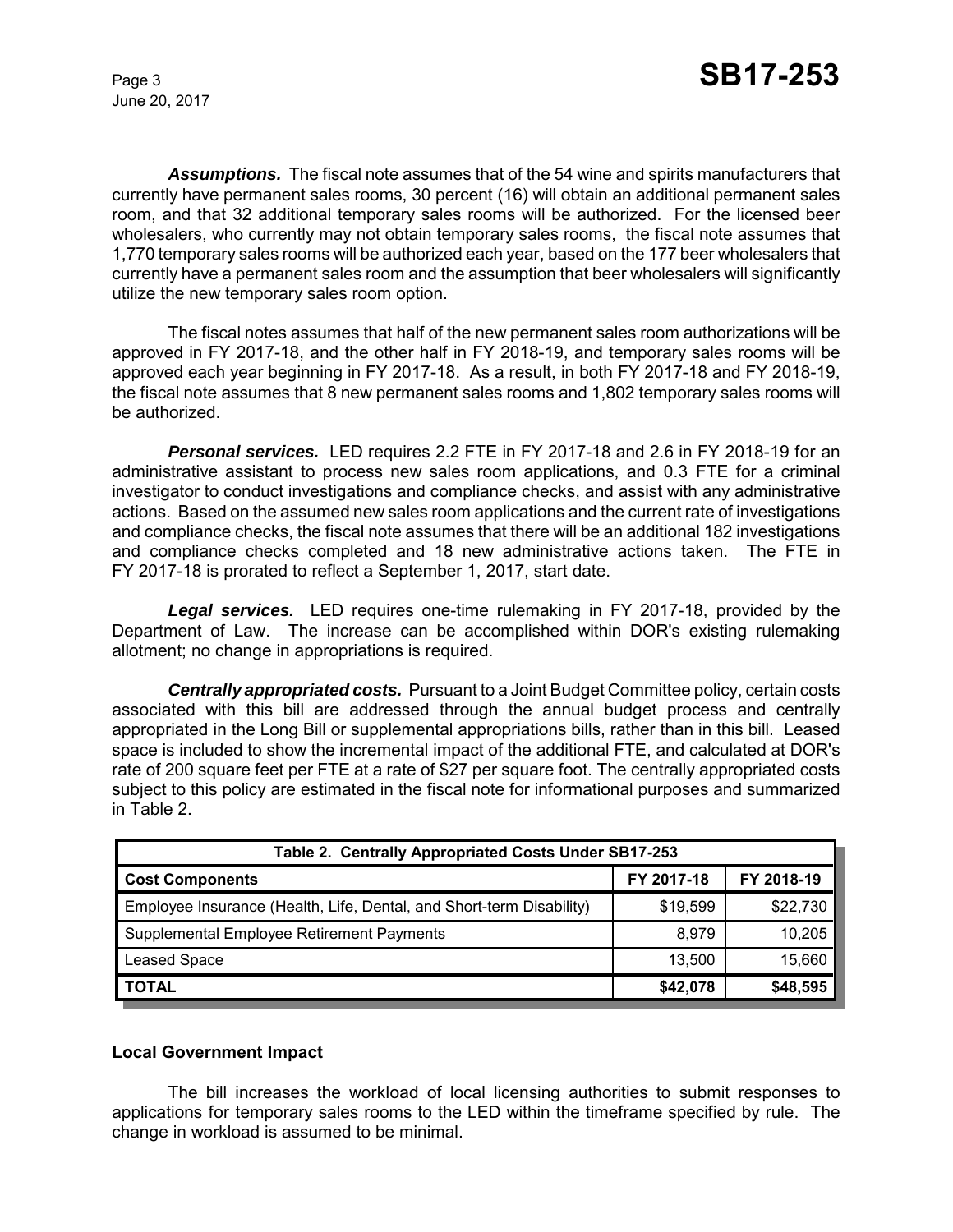***Assumptions.*** The fiscal note assumes that of the 54 wine and spirits manufacturers that currently have permanent sales rooms, 30 percent (16) will obtain an additional permanent sales room, and that 32 additional temporary sales rooms will be authorized. For the licensed beer wholesalers, who currently may not obtain temporary sales rooms, the fiscal note assumes that 1,770 temporary sales rooms will be authorized each year, based on the 177 beer wholesalers that currently have a permanent sales room and the assumption that beer wholesalers will significantly utilize the new temporary sales room option.

The fiscal notes assumes that half of the new permanent sales room authorizations will be approved in FY 2017-18, and the other half in FY 2018-19, and temporary sales rooms will be approved each year beginning in FY 2017-18. As a result, in both FY 2017-18 and FY 2018-19, the fiscal note assumes that 8 new permanent sales rooms and 1,802 temporary sales rooms will be authorized.

***Personal services.*** LED requires 2.2 FTE in FY 2017-18 and 2.6 in FY 2018-19 for an administrative assistant to process new sales room applications, and 0.3 FTE for a criminal investigator to conduct investigations and compliance checks, and assist with any administrative actions. Based on the assumed new sales room applications and the current rate of investigations and compliance checks, the fiscal note assumes that there will be an additional 182 investigations and compliance checks completed and 18 new administrative actions taken. The FTE in FY 2017-18 is prorated to reflect a September 1, 2017, start date.

***Legal services.*** LED requires one-time rulemaking in FY 2017-18, provided by the Department of Law. The increase can be accomplished within DOR's existing rulemaking allotment; no change in appropriations is required.

***Centrally appropriated costs.*** Pursuant to a Joint Budget Committee policy, certain costs associated with this bill are addressed through the annual budget process and centrally appropriated in the Long Bill or supplemental appropriations bills, rather than in this bill. Leased space is included to show the incremental impact of the additional FTE, and calculated at DOR's rate of 200 square feet per FTE at a rate of $27 per square foot. The centrally appropriated costs subject to this policy are estimated in the fiscal note for informational purposes and summarized in Table 2.

| Table 2. Centrally Appropriated Costs Under SB17-253 | | |
|---|---|---|
| **Cost Components** | **FY 2017-18** | **FY 2018-19** |
| Employee Insurance (Health, Life, Dental, and Short-term Disability) | $19,599 | $22,730 |
| Supplemental Employee Retirement Payments | 8,979 | 10,205 |
| Leased Space | 13,500 | 15,660 |
| **TOTAL** | **$42,078** | **$48,595** |

**Local Government Impact**

The bill increases the workload of local licensing authorities to submit responses to applications for temporary sales rooms to the LED within the timeframe specified by rule. The change in workload is assumed to be minimal.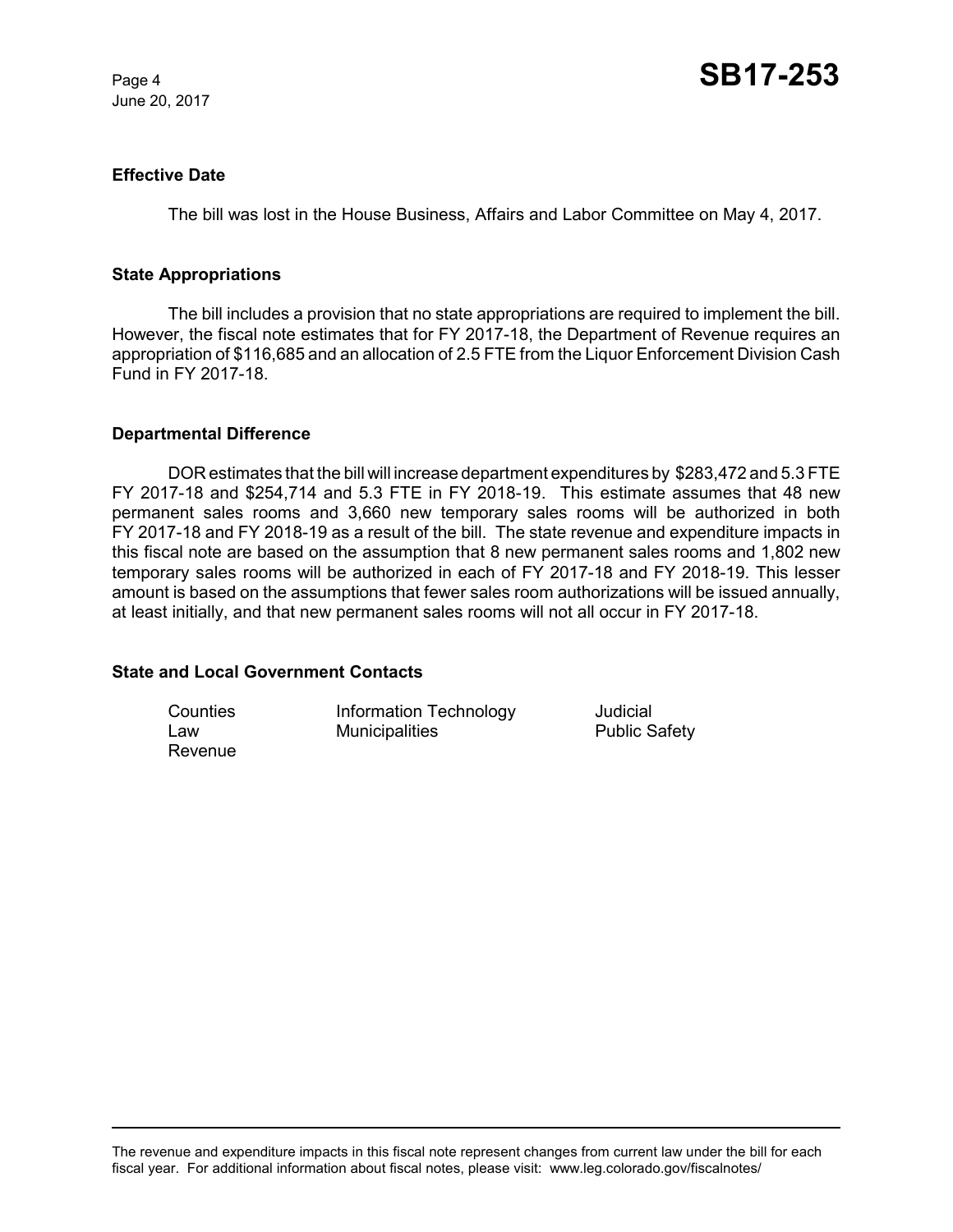**Effective Date**

The bill was lost in the House Business, Affairs and Labor Committee on May 4, 2017.

**State Appropriations**

The bill includes a provision that no state appropriations are required to implement the bill. However, the fiscal note estimates that for FY 2017-18, the Department of Revenue requires an appropriation of $116,685 and an allocation of 2.5 FTE from the Liquor Enforcement Division Cash Fund in FY 2017-18.

**Departmental Difference**

DOR estimates that the bill will increase department expenditures by $283,472 and 5.3 FTE FY 2017-18 and $254,714 and 5.3 FTE in FY 2018-19. This estimate assumes that 48 new permanent sales rooms and 3,660 new temporary sales rooms will be authorized in both FY 2017-18 and FY 2018-19 as a result of the bill. The state revenue and expenditure impacts in this fiscal note are based on the assumption that 8 new permanent sales rooms and 1,802 new temporary sales rooms will be authorized in each of FY 2017-18 and FY 2018-19. This lesser amount is based on the assumptions that fewer sales room authorizations will be issued annually, at least initially, and that new permanent sales rooms will not all occur in FY 2017-18.

**State and Local Government Contacts**

| | | |
|---|---|---|
| Counties | Information Technology | Judicial |
| Law | Municipalities | Public Safety |
| Revenue | | |

The revenue and expenditure impacts in this fiscal note represent changes from current law under the bill for each fiscal year. For additional information about fiscal notes, please visit: www.leg.colorado.gov/fiscalnotes/